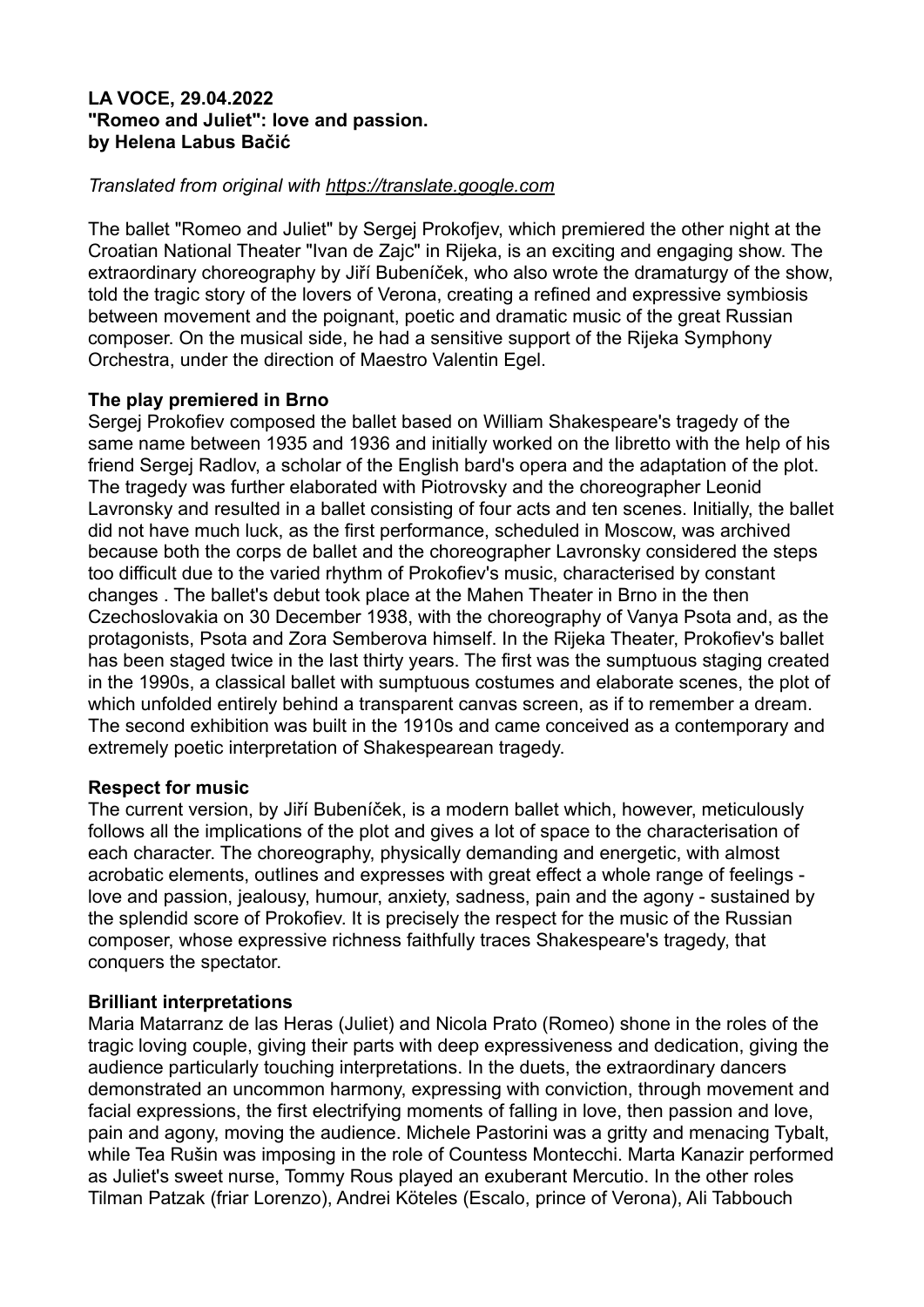**LA VOCE, 29.04.2022**
**"Romeo and Juliet": love and passion.**
**by Helena Labus Bačić**

*Translated from original with https://translate.google.com*

The ballet "Romeo and Juliet" by Sergej Prokofjev, which premiered the other night at the Croatian National Theater "Ivan de Zajc" in Rijeka, is an exciting and engaging show. The extraordinary choreography by Jiří Bubeníček, who also wrote the dramaturgy of the show, told the tragic story of the lovers of Verona, creating a refined and expressive symbiosis between movement and the poignant, poetic and dramatic music of the great Russian composer. On the musical side, he had a sensitive support of the Rijeka Symphony Orchestra, under the direction of Maestro Valentin Egel.

**The play premiered in Brno**

Sergej Prokofiev composed the ballet based on William Shakespeare's tragedy of the same name between 1935 and 1936 and initially worked on the libretto with the help of his friend Sergej Radlov, a scholar of the English bard's opera and the adaptation of the plot. The tragedy was further elaborated with Piotrovsky and the choreographer Leonid Lavronsky and resulted in a ballet consisting of four acts and ten scenes. Initially, the ballet did not have much luck, as the first performance, scheduled in Moscow, was archived because both the corps de ballet and the choreographer Lavronsky considered the steps too difficult due to the varied rhythm of Prokofiev's music, characterised by constant changes . The ballet's debut took place at the Mahen Theater in Brno in the then Czechoslovakia on 30 December 1938, with the choreography of Vanya Psota and, as the protagonists, Psota and Zora Semberova himself. In the Rijeka Theater, Prokofiev's ballet has been staged twice in the last thirty years. The first was the sumptuous staging created in the 1990s, a classical ballet with sumptuous costumes and elaborate scenes, the plot of which unfolded entirely behind a transparent canvas screen, as if to remember a dream. The second exhibition was built in the 1910s and came conceived as a contemporary and extremely poetic interpretation of Shakespearean tragedy.

**Respect for music**

The current version, by Jiří Bubeníček, is a modern ballet which, however, meticulously follows all the implications of the plot and gives a lot of space to the characterisation of each character. The choreography, physically demanding and energetic, with almost acrobatic elements, outlines and expresses with great effect a whole range of feelings - love and passion, jealousy, humour, anxiety, sadness, pain and the agony - sustained by the splendid score of Prokofiev. It is precisely the respect for the music of the Russian composer, whose expressive richness faithfully traces Shakespeare's tragedy, that conquers the spectator.

**Brilliant interpretations**

Maria Matarranz de las Heras (Juliet) and Nicola Prato (Romeo) shone in the roles of the tragic loving couple, giving their parts with deep expressiveness and dedication, giving the audience particularly touching interpretations. In the duets, the extraordinary dancers demonstrated an uncommon harmony, expressing with conviction, through movement and facial expressions, the first electrifying moments of falling in love, then passion and love, pain and agony, moving the audience. Michele Pastorini was a gritty and menacing Tybalt, while Tea Rušin was imposing in the role of Countess Montecchi. Marta Kanazir performed as Juliet's sweet nurse, Tommy Rous played an exuberant Mercutio. In the other roles Tilman Patzak (friar Lorenzo), Andrei Köteles (Escalo, prince of Verona), Ali Tabbouch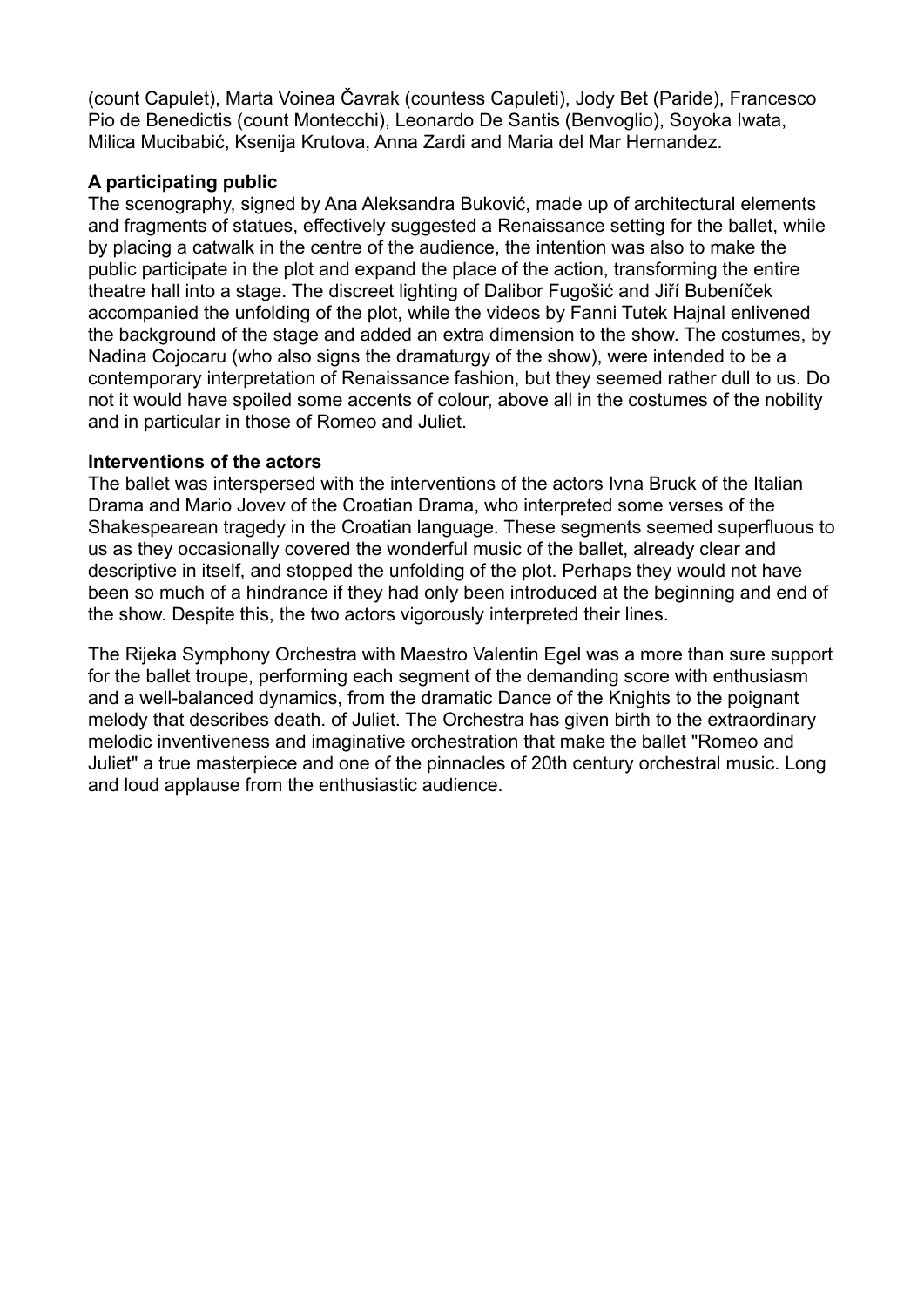(count Capulet), Marta Voinea Čavrak (countess Capuleti), Jody Bet (Paride), Francesco Pio de Benedictis (count Montecchi), Leonardo De Santis (Benvoglio), Soyoka Iwata, Milica Mucibabić, Ksenija Krutova, Anna Zardi and Maria del Mar Hernandez.

**A participating public**

The scenography, signed by Ana Aleksandra Buković, made up of architectural elements and fragments of statues, effectively suggested a Renaissance setting for the ballet, while by placing a catwalk in the centre of the audience, the intention was also to make the public participate in the plot and expand the place of the action, transforming the entire theatre hall into a stage. The discreet lighting of Dalibor Fugošić and Jiří Bubeníček accompanied the unfolding of the plot, while the videos by Fanni Tutek Hajnal enlivened the background of the stage and added an extra dimension to the show. The costumes, by Nadina Cojocaru (who also signs the dramaturgy of the show), were intended to be a contemporary interpretation of Renaissance fashion, but they seemed rather dull to us. Do not it would have spoiled some accents of colour, above all in the costumes of the nobility and in particular in those of Romeo and Juliet.

**Interventions of the actors**

The ballet was interspersed with the interventions of the actors Ivna Bruck of the Italian Drama and Mario Jovev of the Croatian Drama, who interpreted some verses of the Shakespearean tragedy in the Croatian language. These segments seemed superfluous to us as they occasionally covered the wonderful music of the ballet, already clear and descriptive in itself, and stopped the unfolding of the plot. Perhaps they would not have been so much of a hindrance if they had only been introduced at the beginning and end of the show. Despite this, the two actors vigorously interpreted their lines.

The Rijeka Symphony Orchestra with Maestro Valentin Egel was a more than sure support for the ballet troupe, performing each segment of the demanding score with enthusiasm and a well-balanced dynamics, from the dramatic Dance of the Knights to the poignant melody that describes death. of Juliet. The Orchestra has given birth to the extraordinary melodic inventiveness and imaginative orchestration that make the ballet "Romeo and Juliet" a true masterpiece and one of the pinnacles of 20th century orchestral music. Long and loud applause from the enthusiastic audience.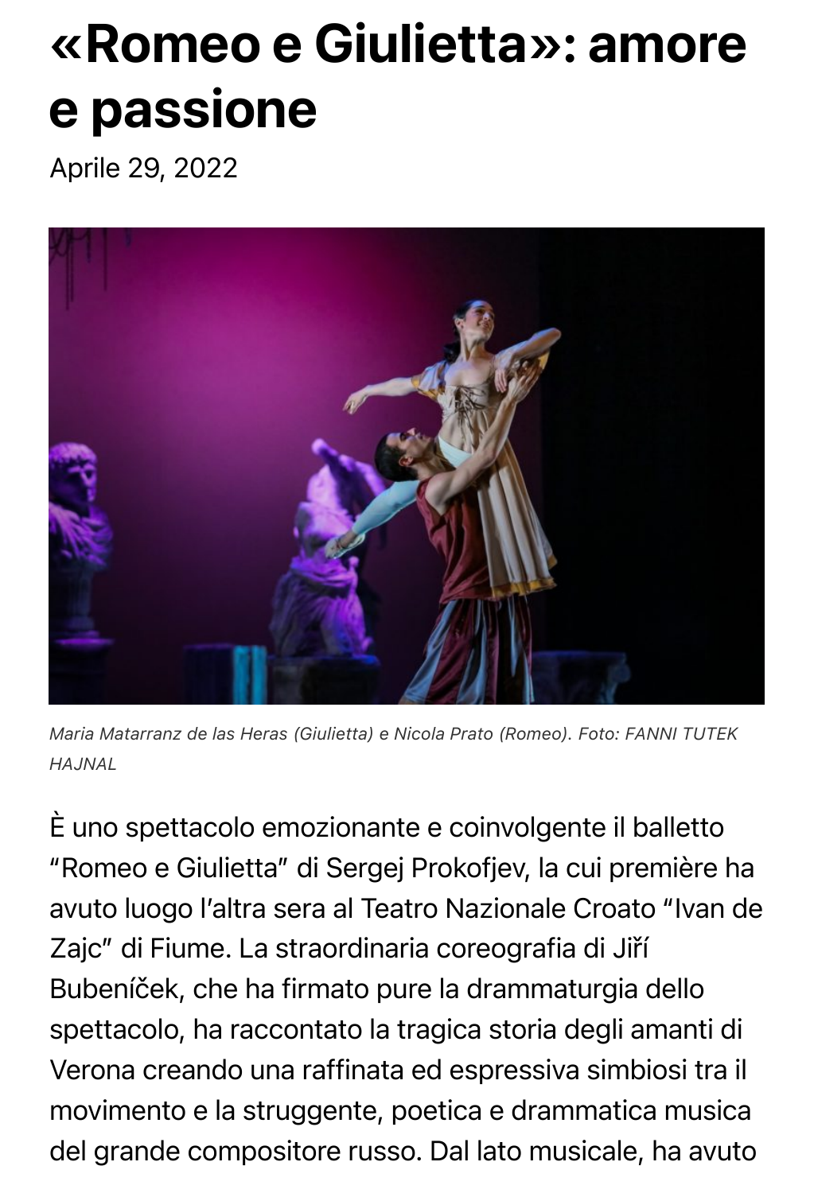# «Romeo e Giulietta»: amore e passione

Aprile 29, 2022

*Maria Matarranz de las Heras (Giulietta) e Nicola Prato (Romeo). Foto: FANNI TUTEK HAJNAL*

È uno spettacolo emozionante e coinvolgente il balletto "Romeo e Giulietta" di Sergej Prokofjev, la cui première ha avuto luogo l'altra sera al Teatro Nazionale Croato "Ivan de Zajc" di Fiume. La straordinaria coreografia di Jiří Bubeníček, che ha firmato pure la drammaturgia dello spettacolo, ha raccontato la tragica storia degli amanti di Verona creando una raffinata ed espressiva simbiosi tra il movimento e la struggente, poetica e drammatica musica del grande compositore russo. Dal lato musicale, ha avuto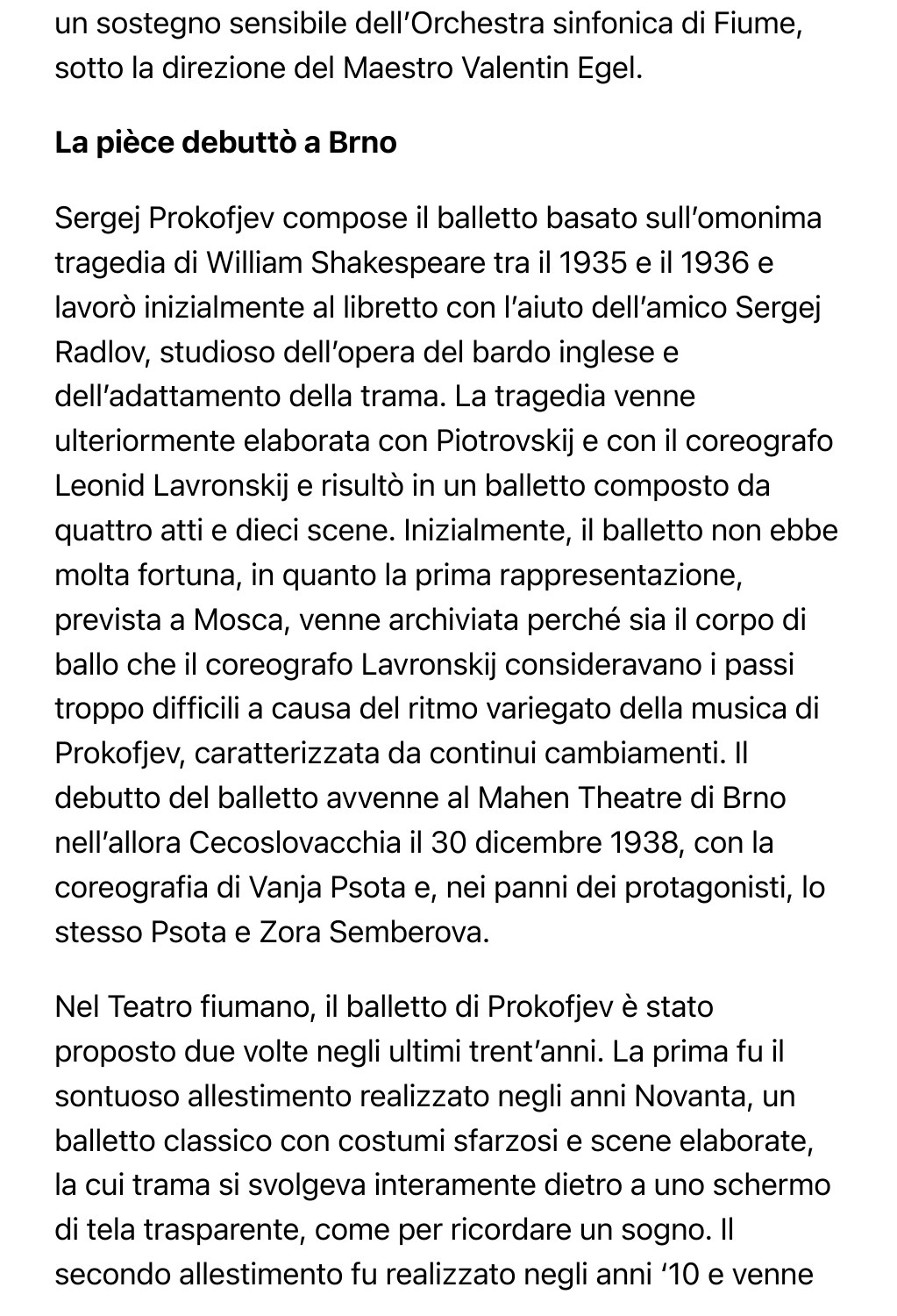un sostegno sensibile dell’Orchestra sinfonica di Fiume, sotto la direzione del Maestro Valentin Egel.

**La pièce debuttò a Brno**

Sergej Prokofjev compose il balletto basato sull’omonima tragedia di William Shakespeare tra il 1935 e il 1936 e lavorò inizialmente al libretto con l’aiuto dell’amico Sergej Radlov, studioso dell’opera del bardo inglese e dell’adattamento della trama. La tragedia venne ulteriormente elaborata con Piotrovskij e con il coreografo Leonid Lavronskij e risultò in un balletto composto da quattro atti e dieci scene. Inizialmente, il balletto non ebbe molta fortuna, in quanto la prima rappresentazione, prevista a Mosca, venne archiviata perché sia il corpo di ballo che il coreografo Lavronskij consideravano i passi troppo difficili a causa del ritmo variegato della musica di Prokofjev, caratterizzata da continui cambiamenti. Il debutto del balletto avvenne al Mahen Theatre di Brno nell’allora Cecoslovacchia il 30 dicembre 1938, con la coreografia di Vanja Psota e, nei panni dei protagonisti, lo stesso Psota e Zora Semberova.

Nel Teatro fiumano, il balletto di Prokofjev è stato proposto due volte negli ultimi trent’anni. La prima fu il sontuoso allestimento realizzato negli anni Novanta, un balletto classico con costumi sfarzosi e scene elaborate, la cui trama si svolgeva interamente dietro a uno schermo di tela trasparente, come per ricordare un sogno. Il secondo allestimento fu realizzato negli anni ‘10 e venne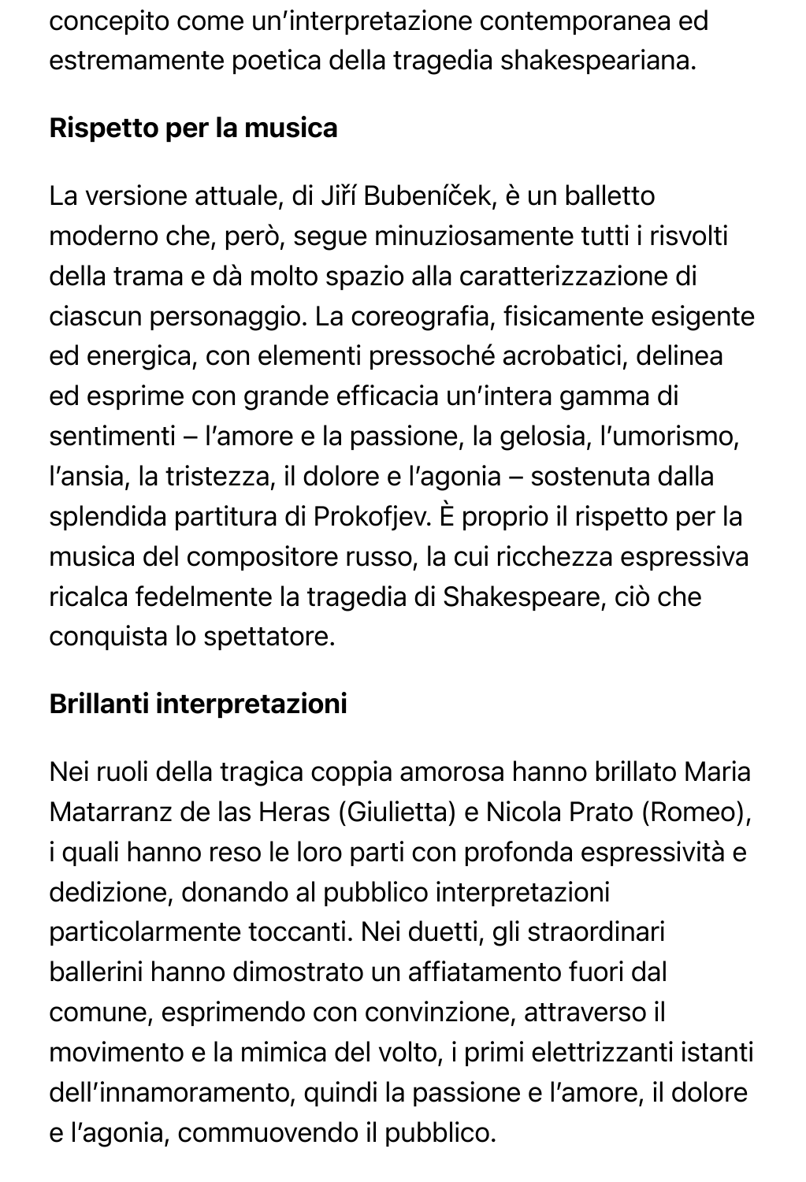concepito come un'interpretazione contemporanea ed estremamente poetica della tragedia shakespeariana.

### Rispetto per la musica

La versione attuale, di Jiří Bubeníček, è un balletto moderno che, però, segue minuziosamente tutti i risvolti della trama e dà molto spazio alla caratterizzazione di ciascun personaggio. La coreografia, fisicamente esigente ed energica, con elementi pressoché acrobatici, delinea ed esprime con grande efficacia un'intera gamma di sentimenti – l'amore e la passione, la gelosia, l'umorismo, l'ansia, la tristezza, il dolore e l'agonia – sostenuta dalla splendida partitura di Prokofjev. È proprio il rispetto per la musica del compositore russo, la cui ricchezza espressiva ricalca fedelmente la tragedia di Shakespeare, ciò che conquista lo spettatore.

### Brillanti interpretazioni

Nei ruoli della tragica coppia amorosa hanno brillato Maria Matarranz de las Heras (Giulietta) e Nicola Prato (Romeo), i quali hanno reso le loro parti con profonda espressività e dedizione, donando al pubblico interpretazioni particolarmente toccanti. Nei duetti, gli straordinari ballerini hanno dimostrato un affiatamento fuori dal comune, esprimendo con convinzione, attraverso il movimento e la mimica del volto, i primi elettrizzanti istanti dell'innamoramento, quindi la passione e l'amore, il dolore e l'agonia, commuovendo il pubblico.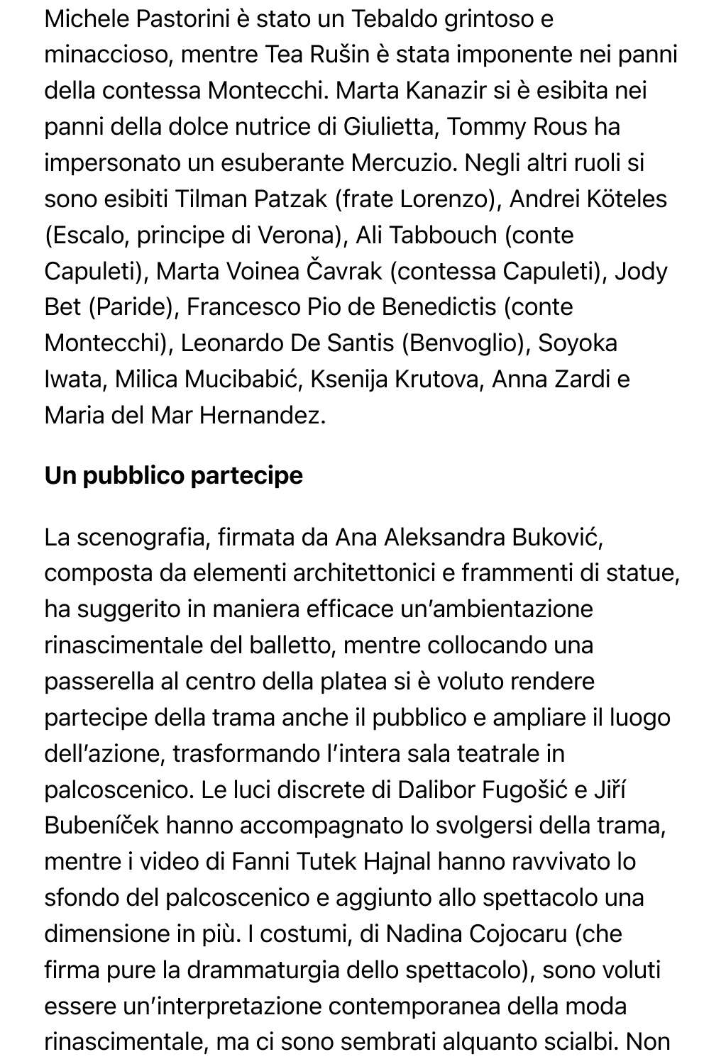Michele Pastorini è stato un Tebaldo grintoso e minaccioso, mentre Tea Rušin è stata imponente nei panni della contessa Montecchi. Marta Kanazir si è esibita nei panni della dolce nutrice di Giulietta, Tommy Rous ha impersonato un esuberante Mercuzio. Negli altri ruoli si sono esibiti Tilman Patzak (frate Lorenzo), Andrei Köteles (Escalo, principe di Verona), Ali Tabbouch (conte Capuleti), Marta Voinea Čavrak (contessa Capuleti), Jody Bet (Paride), Francesco Pio de Benedictis (conte Montecchi), Leonardo De Santis (Benvoglio), Soyoka Iwata, Milica Mucibabić, Ksenija Krutova, Anna Zardi e Maria del Mar Hernandez.

**Un pubblico partecipe**

La scenografia, firmata da Ana Aleksandra Buković, composta da elementi architettonici e frammenti di statue, ha suggerito in maniera efficace un'ambientazione rinascimentale del balletto, mentre collocando una passerella al centro della platea si è voluto rendere partecipe della trama anche il pubblico e ampliare il luogo dell'azione, trasformando l'intera sala teatrale in palcoscenico. Le luci discrete di Dalibor Fugošić e Jiří Bubeníček hanno accompagnato lo svolgersi della trama, mentre i video di Fanni Tutek Hajnal hanno ravvivato lo sfondo del palcoscenico e aggiunto allo spettacolo una dimensione in più. I costumi, di Nadina Cojocaru (che firma pure la drammaturgia dello spettacolo), sono voluti essere un'interpretazione contemporanea della moda rinascimentale, ma ci sono sembrati alquanto scialbi. Non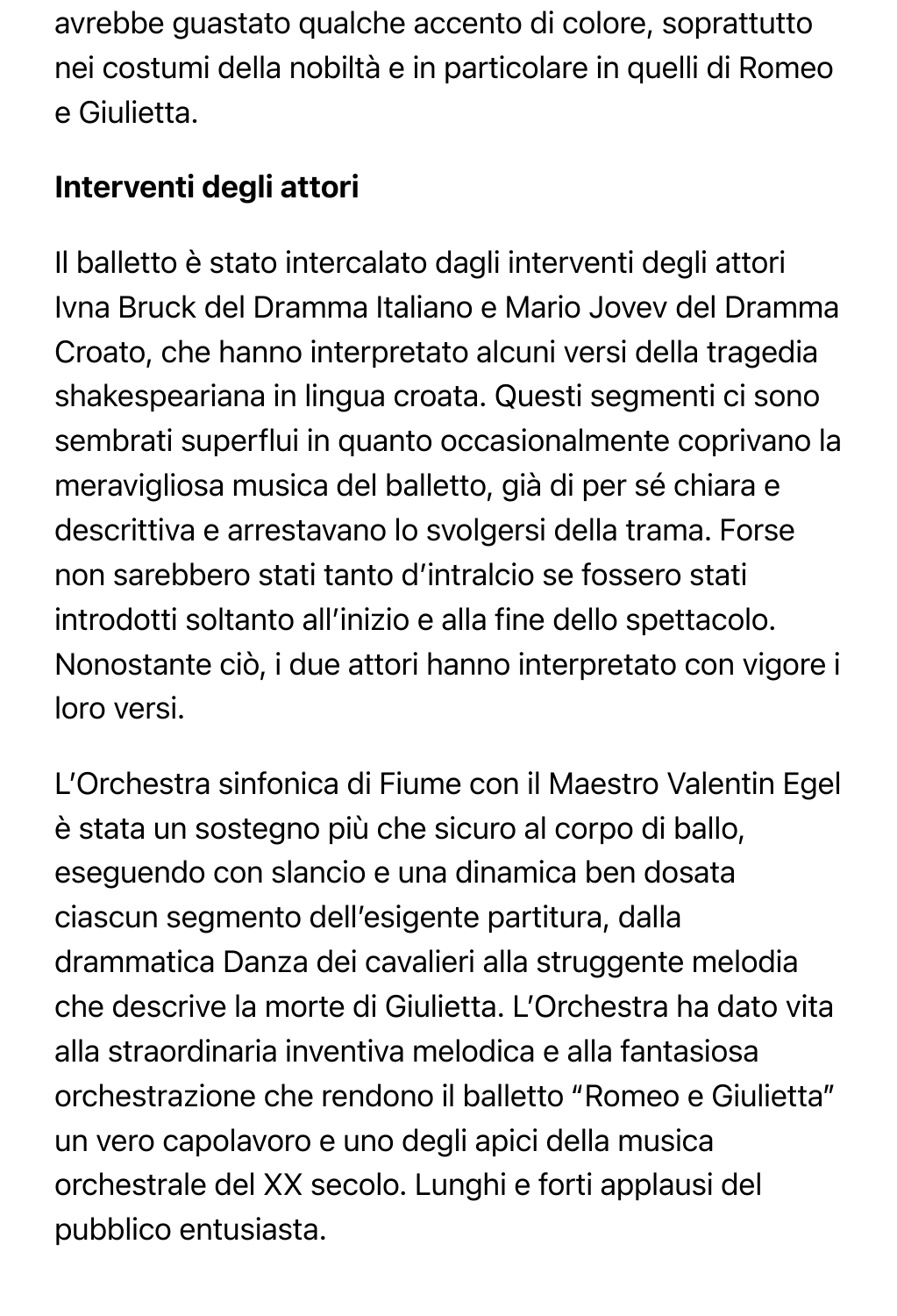avrebbe guastato qualche accento di colore, soprattutto nei costumi della nobiltà e in particolare in quelli di Romeo e Giulietta.

**Interventi degli attori**

Il balletto è stato intercalato dagli interventi degli attori Ivna Bruck del Dramma Italiano e Mario Jovev del Dramma Croato, che hanno interpretato alcuni versi della tragedia shakespeariana in lingua croata. Questi segmenti ci sono sembrati superflui in quanto occasionalmente coprivano la meravigliosa musica del balletto, già di per sé chiara e descrittiva e arrestavano lo svolgersi della trama. Forse non sarebbero stati tanto d'intralcio se fossero stati introdotti soltanto all'inizio e alla fine dello spettacolo. Nonostante ciò, i due attori hanno interpretato con vigore i loro versi.

L'Orchestra sinfonica di Fiume con il Maestro Valentin Egel è stata un sostegno più che sicuro al corpo di ballo, eseguendo con slancio e una dinamica ben dosata ciascun segmento dell'esigente partitura, dalla drammatica Danza dei cavalieri alla struggente melodia che descrive la morte di Giulietta. L'Orchestra ha dato vita alla straordinaria inventiva melodica e alla fantasiosa orchestrazione che rendono il balletto "Romeo e Giulietta" un vero capolavoro e uno degli apici della musica orchestrale del XX secolo. Lunghi e forti applausi del pubblico entusiasta.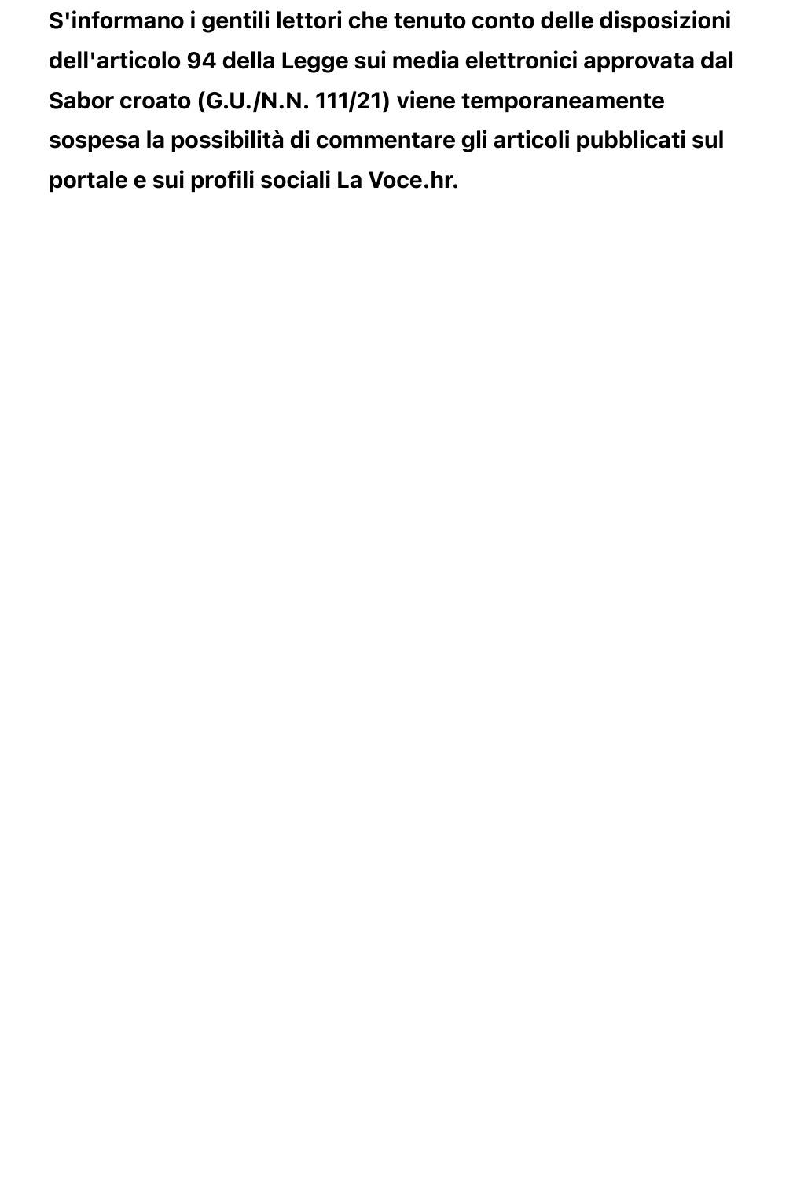**S'informano i gentili lettori che tenuto conto delle disposizioni dell'articolo 94 della Legge sui media elettronici approvata dal Sabor croato (G.U./N.N. 111/21) viene temporaneamente sospesa la possibilità di commentare gli articoli pubblicati sul portale e sui profili sociali La Voce.hr.**